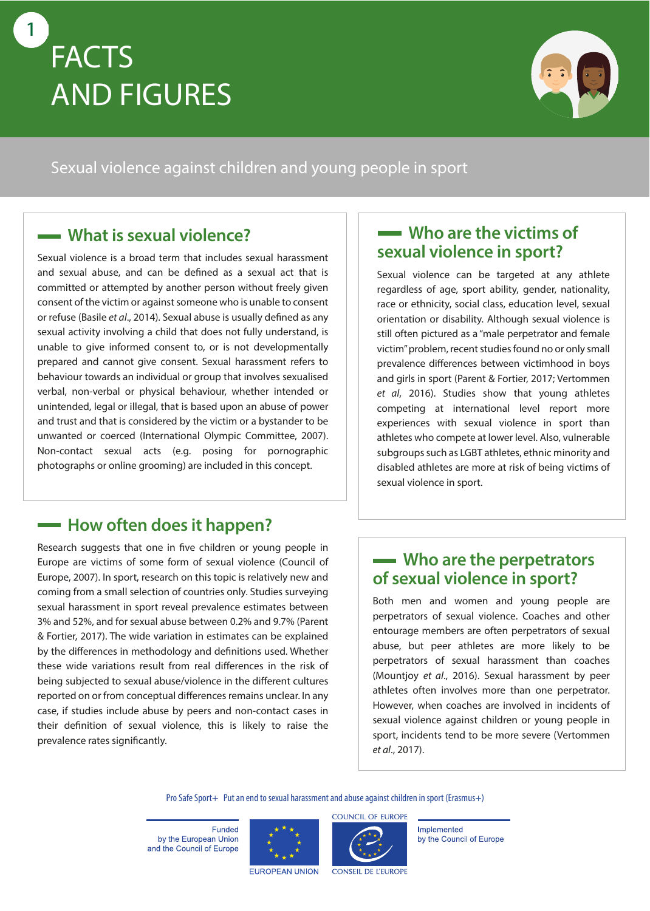# 1 FACTS AND FIGURES

Sexual violence against children and young people in sport

## What is sexual violence?

Sexual violence is a broad term that includes sexual harassment and sexual abuse, and can be defined as a sexual act that is committed or attempted by another person without freely given consent of the victim or against someone who is unable to consent or refuse (Basile *et al*., 2014). Sexual abuse is usually defined as any sexual activity involving a child that does not fully understand, is unable to give informed consent to, or is not developmentally prepared and cannot give consent. Sexual harassment refers to behaviour towards an individual or group that involves sexualised verbal, non-verbal or physical behaviour, whether intended or unintended, legal or illegal, that is based upon an abuse of power and trust and that is considered by the victim or a bystander to be unwanted or coerced (International Olympic Committee, 2007). Non-contact sexual acts (e.g. posing for pornographic photographs or online grooming) are included in this concept.

## How often does it happen?

Research suggests that one in five children or young people in Europe are victims of some form of sexual violence (Council of Europe, 2007). In sport, research on this topic is relatively new and coming from a small selection of countries only. Studies surveying sexual harassment in sport reveal prevalence estimates between 3% and 52%, and for sexual abuse between 0.2% and 9.7% (Parent & Fortier, 2017). The wide variation in estimates can be explained by the differences in methodology and definitions used. Whether these wide variations result from real differences in the risk of being subjected to sexual abuse/violence in the different cultures reported on or from conceptual differences remains unclear. In any case, if studies include abuse by peers and non-contact cases in their definition of sexual violence, this is likely to raise the prevalence rates significantly.

## Who are the victims of sexual violence in sport?

Sexual violence can be targeted at any athlete regardless of age, sport ability, gender, nationality, race or ethnicity, social class, education level, sexual orientation or disability. Although sexual violence is still often pictured as a "male perpetrator and female victim" problem, recent studies found no or only small prevalence differences between victimhood in boys and girls in sport (Parent & Fortier, 2017; Vertommen *et al*, 2016). Studies show that young athletes competing at international level report more experiences with sexual violence in sport than athletes who compete at lower level. Also, vulnerable subgroups such as LGBT athletes, ethnic minority and disabled athletes are more at risk of being victims of sexual violence in sport.

## Who are the perpetrators of sexual violence in sport?

Both men and women and young people are perpetrators of sexual violence. Coaches and other entourage members are often perpetrators of sexual abuse, but peer athletes are more likely to be perpetrators of sexual harassment than coaches (Mountjoy *et al*., 2016). Sexual harassment by peer athletes often involves more than one perpetrator. However, when coaches are involved in incidents of sexual violence against children or young people in sport, incidents tend to be more severe (Vertommen *et al*., 2017).

Pro Safe Sport+ Put an end to sexual harassment and abuse against children in sport (Erasmus+)

Funded by the European Union and the Council of Europe

EUROPEAN UNION

COUNCIL OF EUROPE
CONSEIL DE L'EUROPE

Implemented by the Council of Europe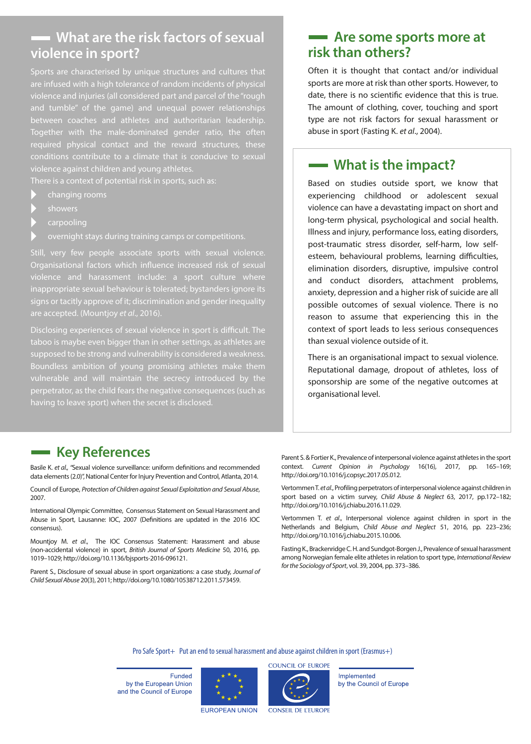## What are the risk factors of sexual violence in sport?

Sports are characterised by unique structures and cultures that are infused with a high tolerance of random incidents of physical violence and injuries (all considered part and parcel of the "rough and tumble" of the game) and unequal power relationships between coaches and athletes and authoritarian leadership. Together with the male-dominated gender ratio, the often required physical contact and the reward structures, these conditions contribute to a climate that is conducive to sexual violence against children and young athletes.

There is a context of potential risk in sports, such as:

- changing rooms
- showers
- carpooling
- overnight stays during training camps or competitions.

Still, very few people associate sports with sexual violence. Organisational factors which influence increased risk of sexual violence and harassment include: a sport culture where inappropriate sexual behaviour is tolerated; bystanders ignore its signs or tacitly approve of it; discrimination and gender inequality are accepted. (Mountjoy *et al*., 2016).

Disclosing experiences of sexual violence in sport is difficult. The taboo is maybe even bigger than in other settings, as athletes are supposed to be strong and vulnerability is considered a weakness. Boundless ambition of young promising athletes make them vulnerable and will maintain the secrecy introduced by the perpetrator, as the child fears the negative consequences (such as having to leave sport) when the secret is disclosed.

## Are some sports more at risk than others?

Often it is thought that contact and/or individual sports are more at risk than other sports. However, to date, there is no scientific evidence that this is true. The amount of clothing, cover, touching and sport type are not risk factors for sexual harassment or abuse in sport (Fasting K. *et al*., 2004).

## What is the impact?

Based on studies outside sport, we know that experiencing childhood or adolescent sexual violence can have a devastating impact on short and long-term physical, psychological and social health. Illness and injury, performance loss, eating disorders, post-traumatic stress disorder, self-harm, low self-esteem, behavioural problems, learning difficulties, elimination disorders, disruptive, impulsive control and conduct disorders, attachment problems, anxiety, depression and a higher risk of suicide are all possible outcomes of sexual violence. There is no reason to assume that experiencing this in the context of sport leads to less serious consequences than sexual violence outside of it.

There is an organisational impact to sexual violence. Reputational damage, dropout of athletes, loss of sponsorship are some of the negative outcomes at organisational level.

## Key References

Basile K. *et al*, "Sexual violence surveillance: uniform definitions and recommended data elements (2.0)", National Center for Injury Prevention and Control, Atlanta, 2014.

Council of Europe, *Protection of Children against Sexual Exploitation and Sexual Abuse*, 2007.

International Olympic Committee, Consensus Statement on Sexual Harassment and Abuse in Sport, Lausanne: IOC, 2007 (Definitions are updated in the 2016 IOC consensus).

Mountjoy M. *et al*., The IOC Consensus Statement: Harassment and abuse (non-accidental violence) in sport, *British Journal of Sports Medicine* 50, 2016, pp. 1019–1029; http://doi.org/10.1136/bjsports-2016-096121.

Parent S., Disclosure of sexual abuse in sport organizations: a case study, *Journal of Child Sexual Abuse* 20(3), 2011; http://doi.org/10.1080/10538712.2011.573459.

Parent S. & Fortier K., Prevalence of interpersonal violence against athletes in the sport context. *Current Opinion in Psychology* 16(16), 2017, pp. 165–169; http://doi.org/10.1016/j.copsyc.2017.05.012.

Vertommen T. *et al*., Profiling perpetrators of interpersonal violence against children in sport based on a victim survey, *Child Abuse & Neglect* 63, 2017, pp.172–182; http://doi.org/10.1016/j.chiabu.2016.11.029.

Vertommen T. *et al*., Interpersonal violence against children in sport in the Netherlands and Belgium, *Child Abuse and Neglect* 51, 2016, pp. 223–236; http://doi.org/10.1016/j.chiabu.2015.10.006.

Fasting K., Brackenridge C. H. and Sundgot-Borgen J., Prevalence of sexual harassment among Norwegian female elite athletes in relation to sport type, *International Review for the Sociology of Sport*, vol. 39, 2004, pp. 373–386.

Pro Safe Sport+ Put an end to sexual harassment and abuse against children in sport (Erasmus+)

Funded by the European Union and the Council of Europe

EUROPEAN UNION

COUNCIL OF EUROPE

CONSEIL DE L'EUROPE

Implemented by the Council of Europe